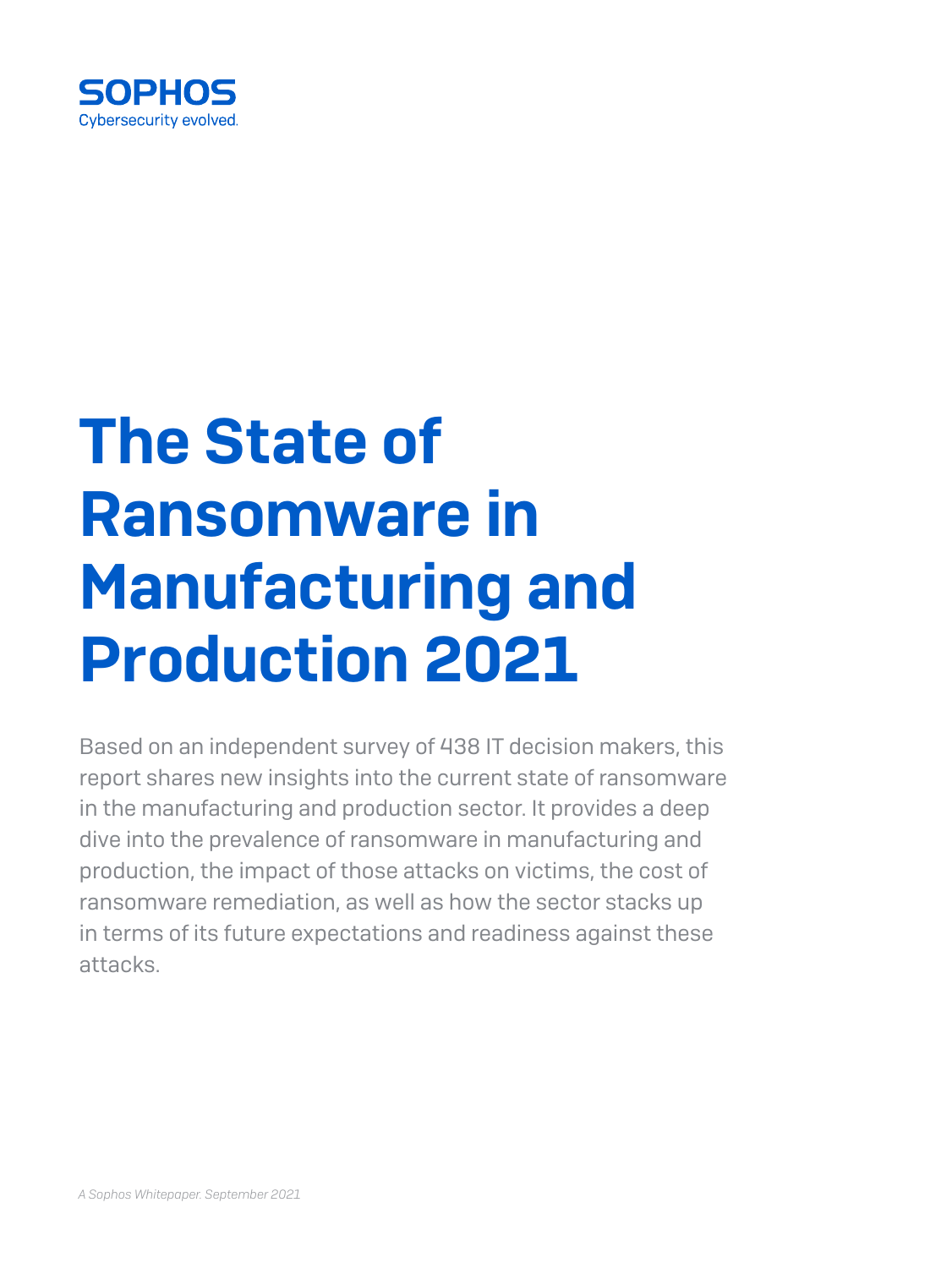SOPHOS
Cybersecurity evolved.

# The State of Ransomware in Manufacturing and Production 2021

Based on an independent survey of 438 IT decision makers, this report shares new insights into the current state of ransomware in the manufacturing and production sector. It provides a deep dive into the prevalence of ransomware in manufacturing and production, the impact of those attacks on victims, the cost of ransomware remediation, as well as how the sector stacks up in terms of its future expectations and readiness against these attacks.

*A Sophos Whitepaper. September 2021*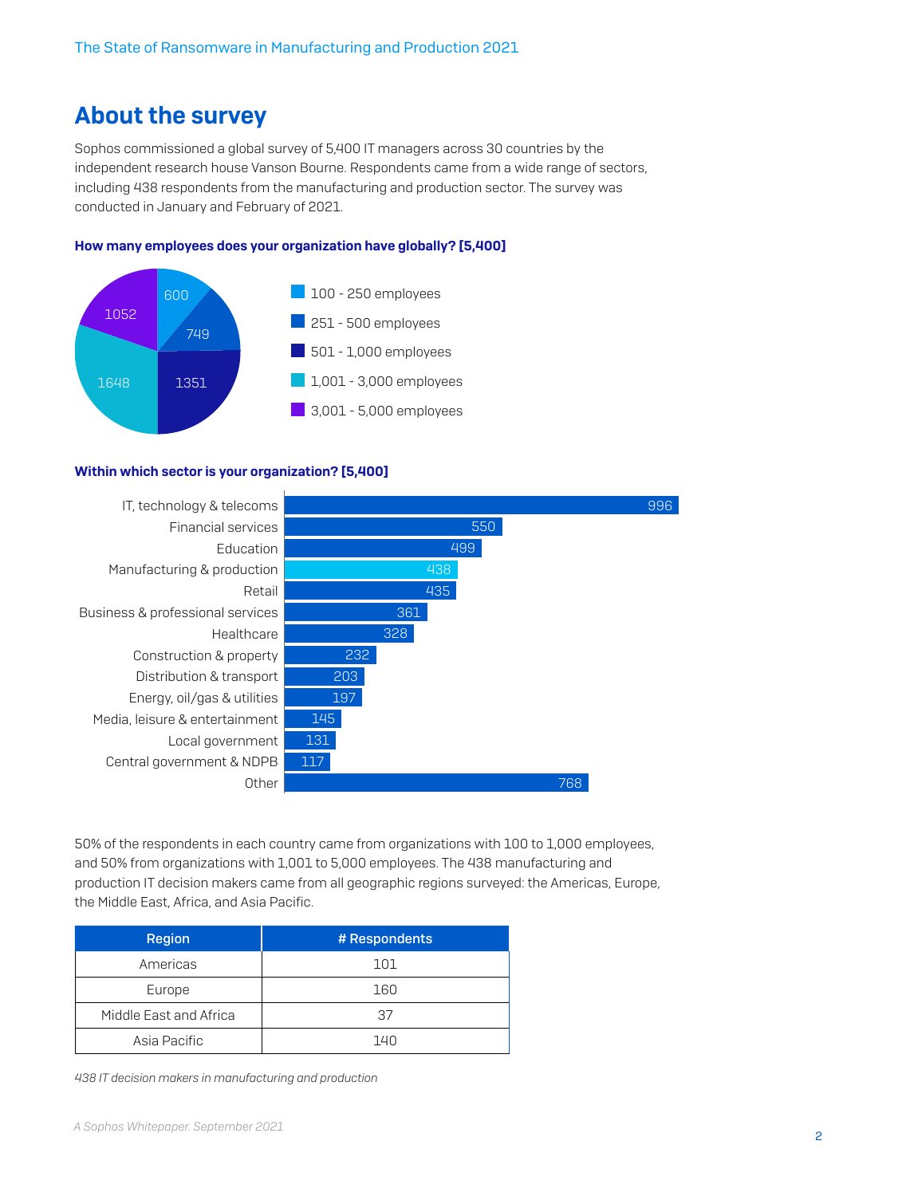# About the survey

Sophos commissioned a global survey of 5,400 IT managers across 30 countries by the independent research house Vanson Bourne. Respondents came from a wide range of sectors, including 438 respondents from the manufacturing and production sector. The survey was conducted in January and February of 2021.

**How many employees does your organization have globally? [5,400]**

| Organization size | Respondents |
|---|---|
| 100 - 250 employees | 600 |
| 251 - 500 employees | 749 |
| 501 - 1,000 employees | 1351 |
| 1,001 - 3,000 employees | 1648 |
| 3,001 - 5,000 employees | 1052 |

**Within which sector is your organization? [5,400]**

| Sector | Respondents |
|---|---|
| IT, technology & telecoms | 996 |
| Financial services | 550 |
| Education | 499 |
| Manufacturing & production | 438 |
| Retail | 435 |
| Business & professional services | 361 |
| Healthcare | 328 |
| Construction & property | 232 |
| Distribution & transport | 203 |
| Energy, oil/gas & utilities | 197 |
| Media, leisure & entertainment | 145 |
| Local government | 131 |
| Central government & NDPB | 117 |
| Other | 768 |

50% of the respondents in each country came from organizations with 100 to 1,000 employees, and 50% from organizations with 1,001 to 5,000 employees. The 438 manufacturing and production IT decision makers came from all geographic regions surveyed: the Americas, Europe, the Middle East, Africa, and Asia Pacific.

| Region | # Respondents |
|---|---|
| Americas | 101 |
| Europe | 160 |
| Middle East and Africa | 37 |
| Asia Pacific | 140 |

*438 IT decision makers in manufacturing and production*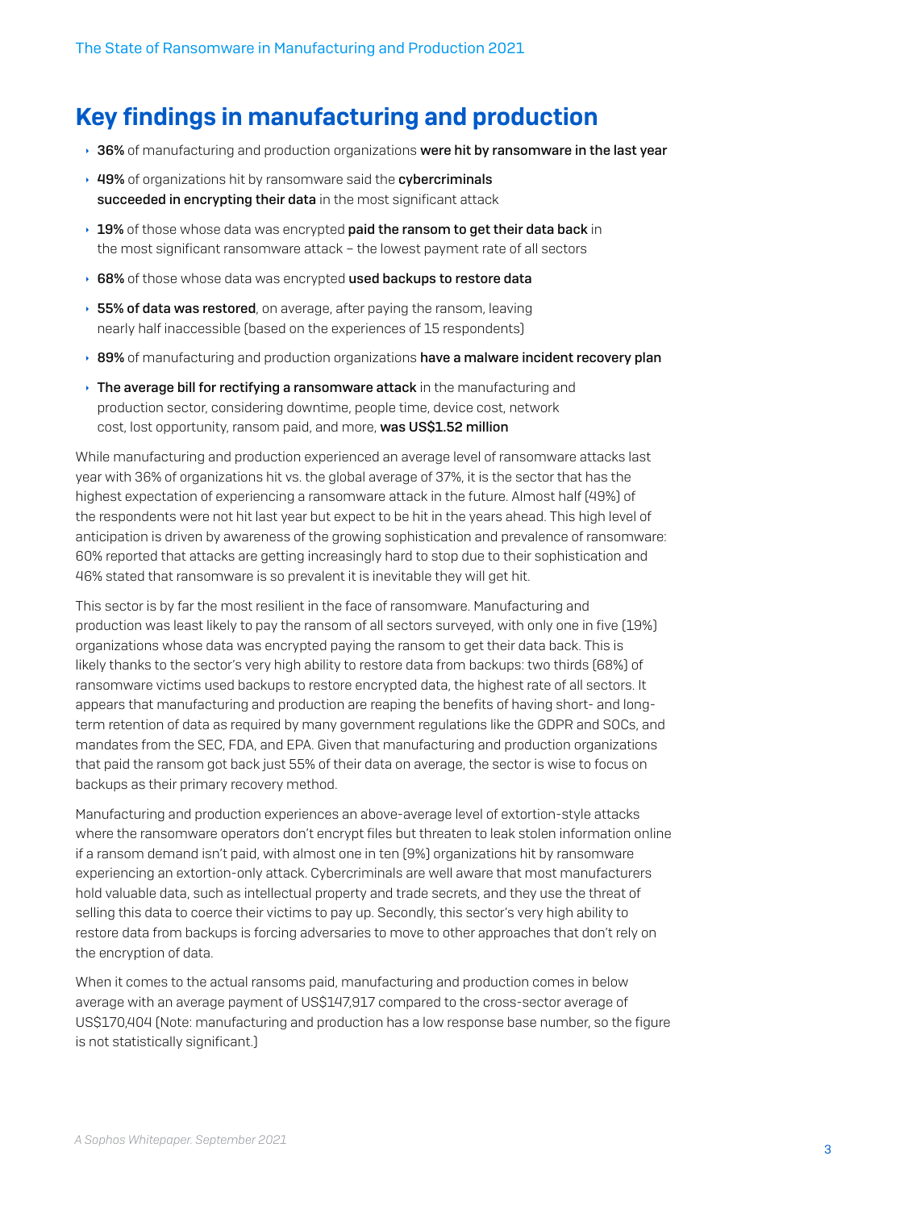## Key findings in manufacturing and production

- **36%** of manufacturing and production organizations **were hit by ransomware in the last year**
- **49%** of organizations hit by ransomware said the **cybercriminals succeeded in encrypting their data** in the most significant attack
- **19%** of those whose data was encrypted **paid the ransom to get their data back** in the most significant ransomware attack – the lowest payment rate of all sectors
- **68%** of those whose data was encrypted **used backups to restore data**
- **55% of data was restored**, on average, after paying the ransom, leaving nearly half inaccessible (based on the experiences of 15 respondents)
- **89%** of manufacturing and production organizations **have a malware incident recovery plan**
- **The average bill for rectifying a ransomware attack** in the manufacturing and production sector, considering downtime, people time, device cost, network cost, lost opportunity, ransom paid, and more, **was US$1.52 million**

While manufacturing and production experienced an average level of ransomware attacks last year with 36% of organizations hit vs. the global average of 37%, it is the sector that has the highest expectation of experiencing a ransomware attack in the future. Almost half (49%) of the respondents were not hit last year but expect to be hit in the years ahead. This high level of anticipation is driven by awareness of the growing sophistication and prevalence of ransomware: 60% reported that attacks are getting increasingly hard to stop due to their sophistication and 46% stated that ransomware is so prevalent it is inevitable they will get hit.

This sector is by far the most resilient in the face of ransomware. Manufacturing and production was least likely to pay the ransom of all sectors surveyed, with only one in five (19%) organizations whose data was encrypted paying the ransom to get their data back. This is likely thanks to the sector's very high ability to restore data from backups: two thirds (68%) of ransomware victims used backups to restore encrypted data, the highest rate of all sectors. It appears that manufacturing and production are reaping the benefits of having short- and long-term retention of data as required by many government regulations like the GDPR and SOCs, and mandates from the SEC, FDA, and EPA. Given that manufacturing and production organizations that paid the ransom got back just 55% of their data on average, the sector is wise to focus on backups as their primary recovery method.

Manufacturing and production experiences an above-average level of extortion-style attacks where the ransomware operators don't encrypt files but threaten to leak stolen information online if a ransom demand isn't paid, with almost one in ten (9%) organizations hit by ransomware experiencing an extortion-only attack. Cybercriminals are well aware that most manufacturers hold valuable data, such as intellectual property and trade secrets, and they use the threat of selling this data to coerce their victims to pay up. Secondly, this sector's very high ability to restore data from backups is forcing adversaries to move to other approaches that don't rely on the encryption of data.

When it comes to the actual ransoms paid, manufacturing and production comes in below average with an average payment of US$147,917 compared to the cross-sector average of US$170,404 (Note: manufacturing and production has a low response base number, so the figure is not statistically significant.)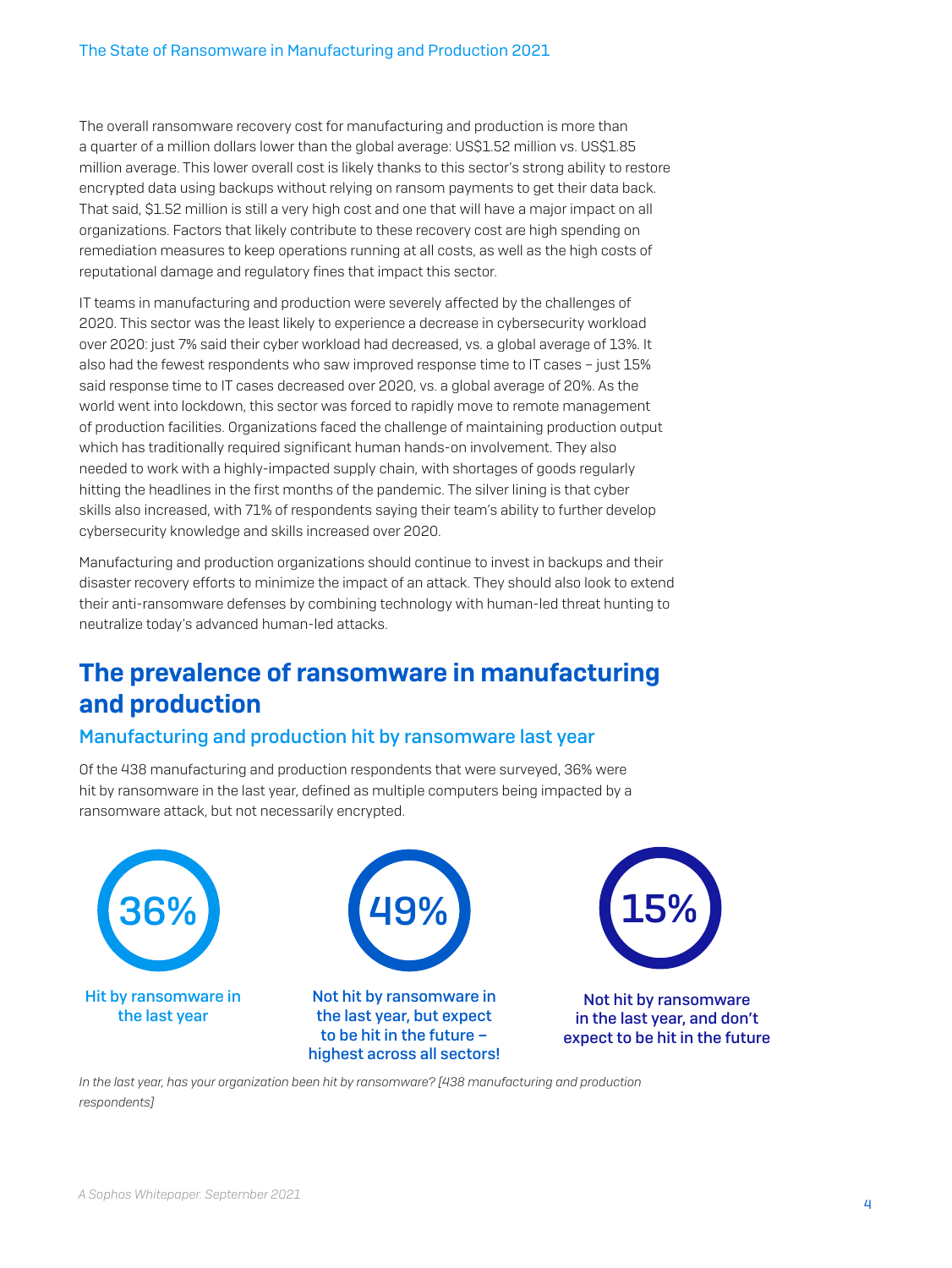The overall ransomware recovery cost for manufacturing and production is more than a quarter of a million dollars lower than the global average: US$1.52 million vs. US$1.85 million average. This lower overall cost is likely thanks to this sector's strong ability to restore encrypted data using backups without relying on ransom payments to get their data back. That said, $1.52 million is still a very high cost and one that will have a major impact on all organizations. Factors that likely contribute to these recovery cost are high spending on remediation measures to keep operations running at all costs, as well as the high costs of reputational damage and regulatory fines that impact this sector.

IT teams in manufacturing and production were severely affected by the challenges of 2020. This sector was the least likely to experience a decrease in cybersecurity workload over 2020: just 7% said their cyber workload had decreased, vs. a global average of 13%. It also had the fewest respondents who saw improved response time to IT cases – just 15% said response time to IT cases decreased over 2020, vs. a global average of 20%. As the world went into lockdown, this sector was forced to rapidly move to remote management of production facilities. Organizations faced the challenge of maintaining production output which has traditionally required significant human hands-on involvement. They also needed to work with a highly-impacted supply chain, with shortages of goods regularly hitting the headlines in the first months of the pandemic. The silver lining is that cyber skills also increased, with 71% of respondents saying their team's ability to further develop cybersecurity knowledge and skills increased over 2020.

Manufacturing and production organizations should continue to invest in backups and their disaster recovery efforts to minimize the impact of an attack. They should also look to extend their anti-ransomware defenses by combining technology with human-led threat hunting to neutralize today's advanced human-led attacks.

## The prevalence of ransomware in manufacturing and production

### Manufacturing and production hit by ransomware last year

Of the 438 manufacturing and production respondents that were surveyed, 36% were hit by ransomware in the last year, defined as multiple computers being impacted by a ransomware attack, but not necessarily encrypted.

**36%** – Hit by ransomware in the last year

**49%** – Not hit by ransomware in the last year, but expect to be hit in the future – highest across all sectors!

**15%** – Not hit by ransomware in the last year, and don't expect to be hit in the future

*In the last year, has your organization been hit by ransomware? [438 manufacturing and production respondents]*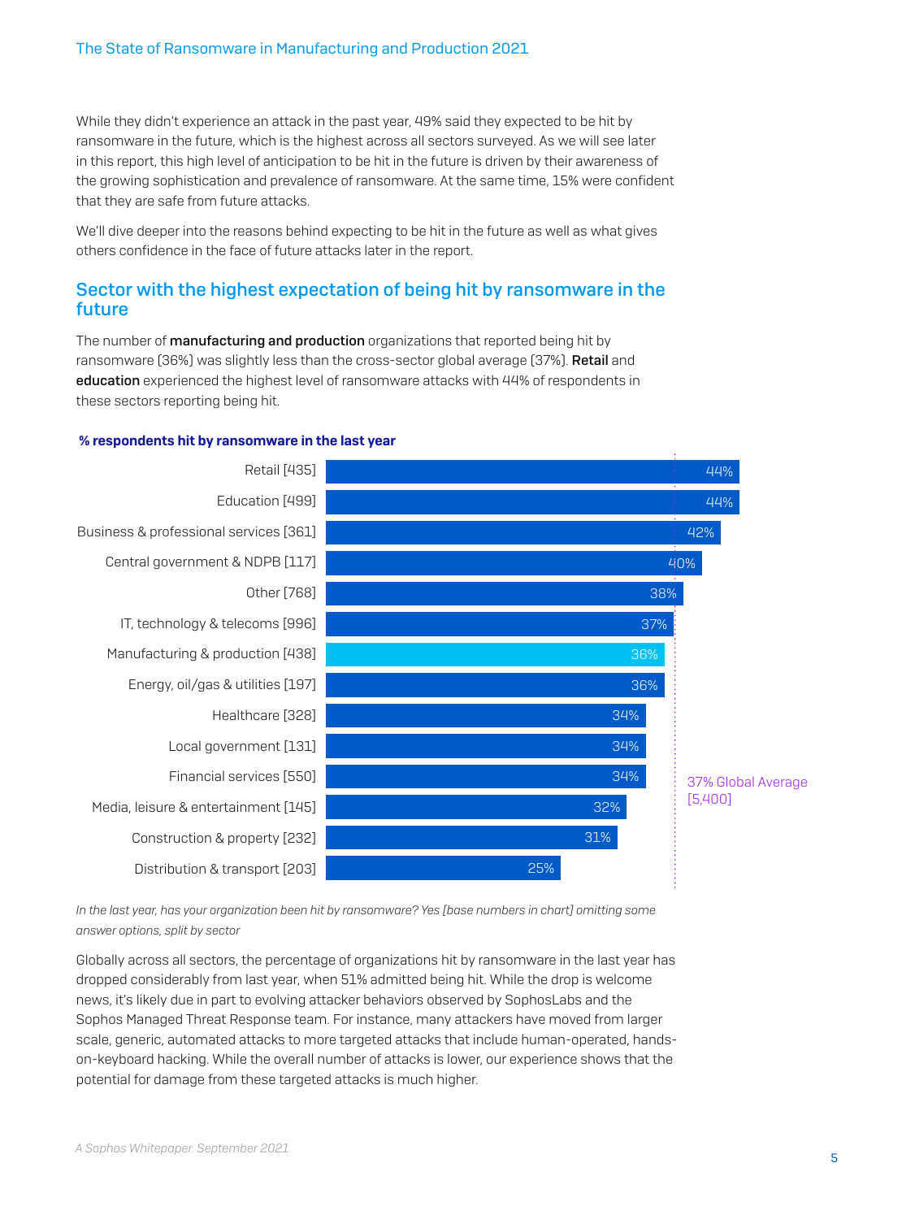While they didn't experience an attack in the past year, 49% said they expected to be hit by ransomware in the future, which is the highest across all sectors surveyed. As we will see later in this report, this high level of anticipation to be hit in the future is driven by their awareness of the growing sophistication and prevalence of ransomware. At the same time, 15% were confident that they are safe from future attacks.

We'll dive deeper into the reasons behind expecting to be hit in the future as well as what gives others confidence in the face of future attacks later in the report.

## Sector with the highest expectation of being hit by ransomware in the future

The number of **manufacturing and production** organizations that reported being hit by ransomware (36%) was slightly less than the cross-sector global average (37%). **Retail** and **education** experienced the highest level of ransomware attacks with 44% of respondents in these sectors reporting being hit.

**% respondents hit by ransomware in the last year**

| Sector [base] | % hit |
|---|---|
| Retail [435] | 44% |
| Education [499] | 44% |
| Business & professional services [361] | 42% |
| Central government & NDPB [117] | 40% |
| Other [768] | 38% |
| IT, technology & telecoms [996] | 37% |
| Manufacturing & production [438] | 36% |
| Energy, oil/gas & utilities [197] | 36% |
| Healthcare [328] | 34% |
| Local government [131] | 34% |
| Financial services [550] | 34% |
| Media, leisure & entertainment [145] | 32% |
| Construction & property [232] | 31% |
| Distribution & transport [203] | 25% |

37% Global Average [5,400]

*In the last year, has your organization been hit by ransomware? Yes [base numbers in chart] omitting some answer options, split by sector*

Globally across all sectors, the percentage of organizations hit by ransomware in the last year has dropped considerably from last year, when 51% admitted being hit. While the drop is welcome news, it's likely due in part to evolving attacker behaviors observed by SophosLabs and the Sophos Managed Threat Response team. For instance, many attackers have moved from larger scale, generic, automated attacks to more targeted attacks that include human-operated, hands-on-keyboard hacking. While the overall number of attacks is lower, our experience shows that the potential for damage from these targeted attacks is much higher.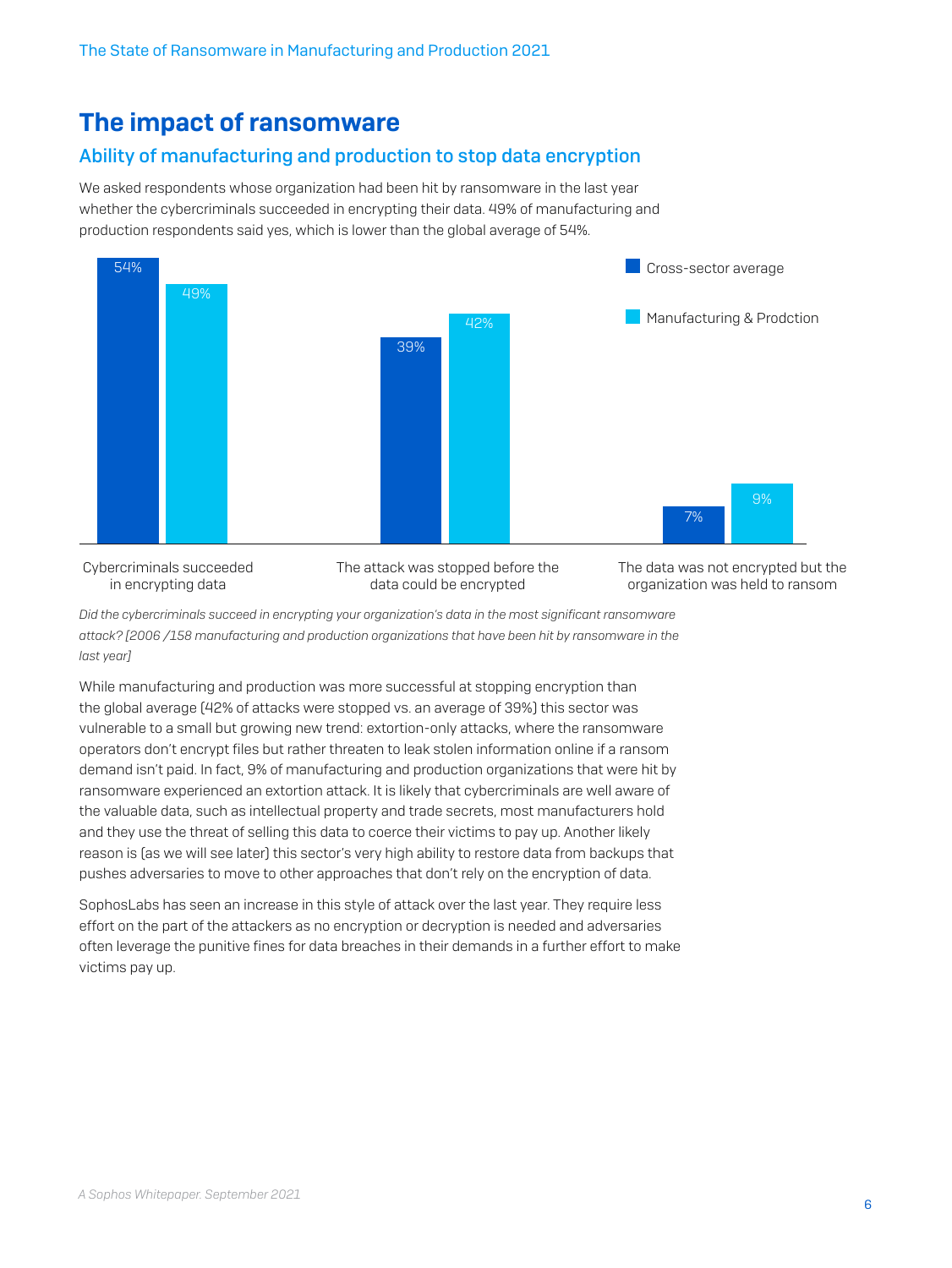# The impact of ransomware

## Ability of manufacturing and production to stop data encryption

We asked respondents whose organization had been hit by ransomware in the last year whether the cybercriminals succeeded in encrypting their data. 49% of manufacturing and production respondents said yes, which is lower than the global average of 54%.

| | Cross-sector average | Manufacturing & Prodction |
|---|---|---|
| Cybercriminals succeeded in encrypting data | 54% | 49% |
| The attack was stopped before the data could be encrypted | 39% | 42% |
| The data was not encrypted but the organization was held to ransom | 7% | 9% |

*Did the cybercriminals succeed in encrypting your organization's data in the most significant ransomware attack? [2006 /158 manufacturing and production organizations that have been hit by ransomware in the last year]*

While manufacturing and production was more successful at stopping encryption than the global average (42% of attacks were stopped vs. an average of 39%) this sector was vulnerable to a small but growing new trend: extortion-only attacks, where the ransomware operators don't encrypt files but rather threaten to leak stolen information online if a ransom demand isn't paid. In fact, 9% of manufacturing and production organizations that were hit by ransomware experienced an extortion attack. It is likely that cybercriminals are well aware of the valuable data, such as intellectual property and trade secrets, most manufacturers hold and they use the threat of selling this data to coerce their victims to pay up. Another likely reason is (as we will see later) this sector's very high ability to restore data from backups that pushes adversaries to move to other approaches that don't rely on the encryption of data.

SophosLabs has seen an increase in this style of attack over the last year. They require less effort on the part of the attackers as no encryption or decryption is needed and adversaries often leverage the punitive fines for data breaches in their demands in a further effort to make victims pay up.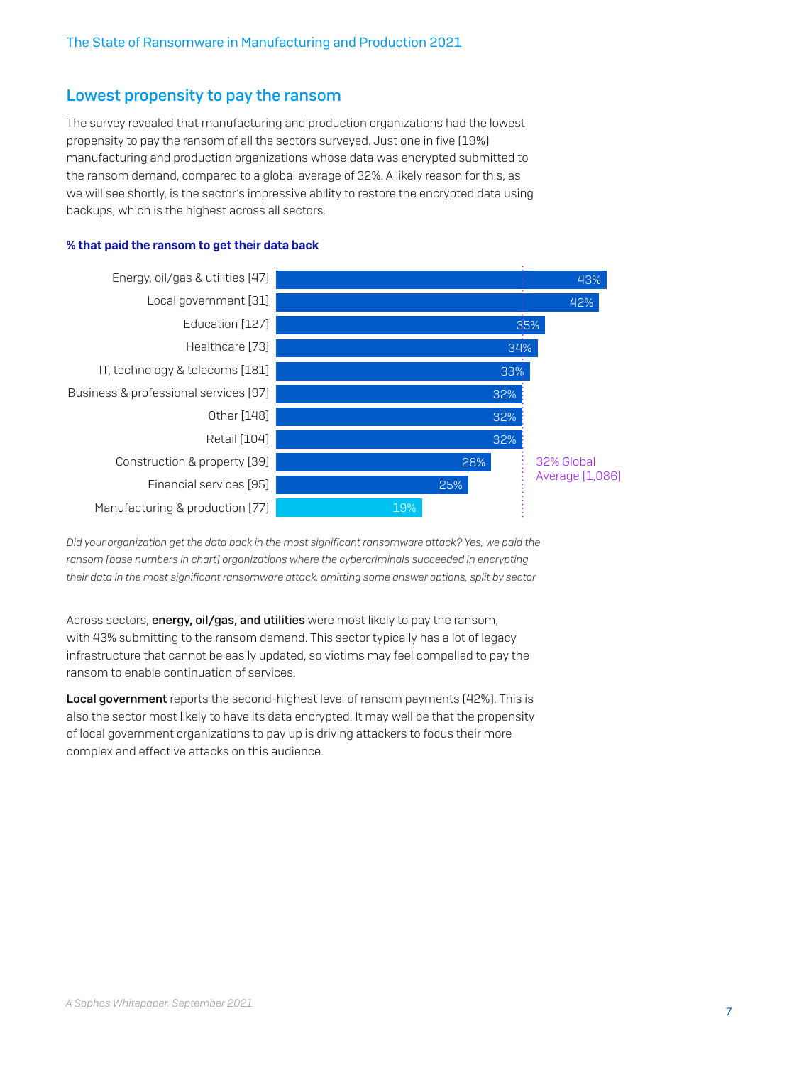## Lowest propensity to pay the ransom

The survey revealed that manufacturing and production organizations had the lowest propensity to pay the ransom of all the sectors surveyed. Just one in five (19%) manufacturing and production organizations whose data was encrypted submitted to the ransom demand, compared to a global average of 32%. A likely reason for this, as we will see shortly, is the sector's impressive ability to restore the encrypted data using backups, which is the highest across all sectors.

**% that paid the ransom to get their data back**

| Sector | % |
| --- | --- |
| Energy, oil/gas & utilities [47] | 43% |
| Local government [31] | 42% |
| Education [127] | 35% |
| Healthcare [73] | 34% |
| IT, technology & telecoms [181] | 33% |
| Business & professional services [97] | 32% |
| Other [148] | 32% |
| Retail [104] | 32% |
| Construction & property [39] | 28% |
| Financial services [95] | 25% |
| Manufacturing & production [77] | 19% |

32% Global Average [1,086]

*Did your organization get the data back in the most significant ransomware attack? Yes, we paid the ransom [base numbers in chart] organizations where the cybercriminals succeeded in encrypting their data in the most significant ransomware attack, omitting some answer options, split by sector*

Across sectors, **energy, oil/gas, and utilities** were most likely to pay the ransom, with 43% submitting to the ransom demand. This sector typically has a lot of legacy infrastructure that cannot be easily updated, so victims may feel compelled to pay the ransom to enable continuation of services.

**Local government** reports the second-highest level of ransom payments (42%). This is also the sector most likely to have its data encrypted. It may well be that the propensity of local government organizations to pay up is driving attackers to focus their more complex and effective attacks on this audience.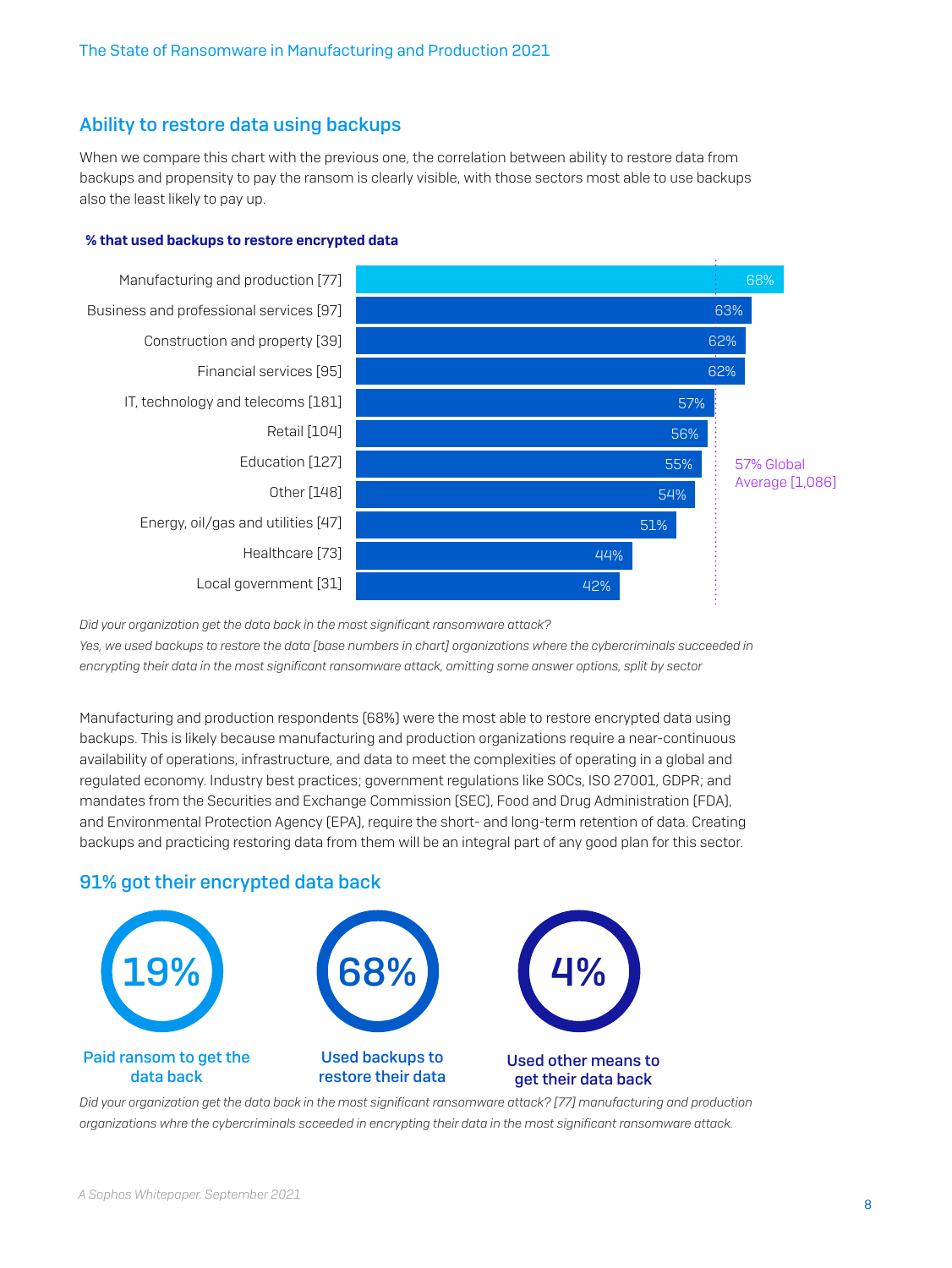## Ability to restore data using backups

When we compare this chart with the previous one, the correlation between ability to restore data from backups and propensity to pay the ransom is clearly visible, with those sectors most able to use backups also the least likely to pay up.

**% that used backups to restore encrypted data**

| Sector | % |
| --- | --- |
| Manufacturing and production [77] | 68% |
| Business and professional services [97] | 63% |
| Construction and property [39] | 62% |
| Financial services [95] | 62% |
| IT, technology and telecoms [181] | 57% |
| Retail [104] | 56% |
| Education [127] | 55% |
| Other [148] | 54% |
| Energy, oil/gas and utilities [47] | 51% |
| Healthcare [73] | 44% |
| Local government [31] | 42% |

57% Global Average [1,086]

*Did your organization get the data back in the most significant ransomware attack?*
*Yes, we used backups to restore the data [base numbers in chart] organizations where the cybercriminals succeeded in encrypting their data in the most significant ransomware attack, omitting some answer options, split by sector*

Manufacturing and production respondents (68%) were the most able to restore encrypted data using backups. This is likely because manufacturing and production organizations require a near-continuous availability of operations, infrastructure, and data to meet the complexities of operating in a global and regulated economy. Industry best practices; government regulations like SOCs, ISO 27001, GDPR; and mandates from the Securities and Exchange Commission (SEC), Food and Drug Administration (FDA), and Environmental Protection Agency (EPA), require the short- and long-term retention of data. Creating backups and practicing restoring data from them will be an integral part of any good plan for this sector.

## 91% got their encrypted data back

- **19%** Paid ransom to get the data back
- **68%** Used backups to restore their data
- **4%** Used other means to get their data back

*Did your organization get the data back in the most significant ransomware attack? [77] manufacturing and production organizations whre the cybercriminals scceeded in encrypting their data in the most significant ransomware attack.*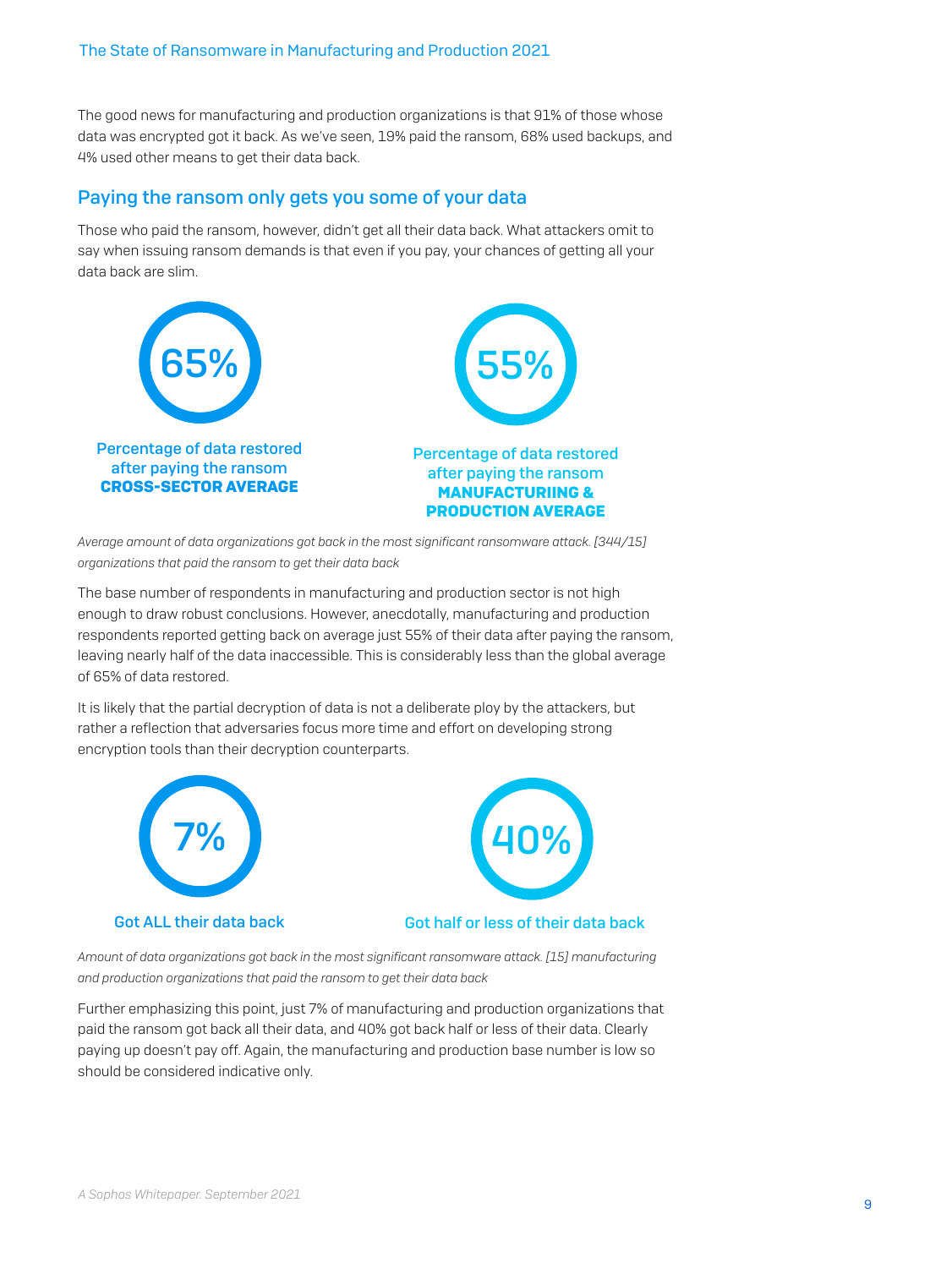The good news for manufacturing and production organizations is that 91% of those whose data was encrypted got it back. As we've seen, 19% paid the ransom, 68% used backups, and 4% used other means to get their data back.

## Paying the ransom only gets you some of your data

Those who paid the ransom, however, didn't get all their data back. What attackers omit to say when issuing ransom demands is that even if you pay, your chances of getting all your data back are slim.

65%

Percentage of data restored after paying the ransom **CROSS-SECTOR AVERAGE**

55%

Percentage of data restored after paying the ransom **MANUFACTURIING & PRODUCTION AVERAGE**

*Average amount of data organizations got back in the most significant ransomware attack. [344/15] organizations that paid the ransom to get their data back*

The base number of respondents in manufacturing and production sector is not high enough to draw robust conclusions. However, anecdotally, manufacturing and production respondents reported getting back on average just 55% of their data after paying the ransom, leaving nearly half of the data inaccessible. This is considerably less than the global average of 65% of data restored.

It is likely that the partial decryption of data is not a deliberate ploy by the attackers, but rather a reflection that adversaries focus more time and effort on developing strong encryption tools than their decryption counterparts.

7%

Got ALL their data back

40%

Got half or less of their data back

*Amount of data organizations got back in the most significant ransomware attack. [15] manufacturing and production organizations that paid the ransom to get their data back*

Further emphasizing this point, just 7% of manufacturing and production organizations that paid the ransom got back all their data, and 40% got back half or less of their data. Clearly paying up doesn't pay off. Again, the manufacturing and production base number is low so should be considered indicative only.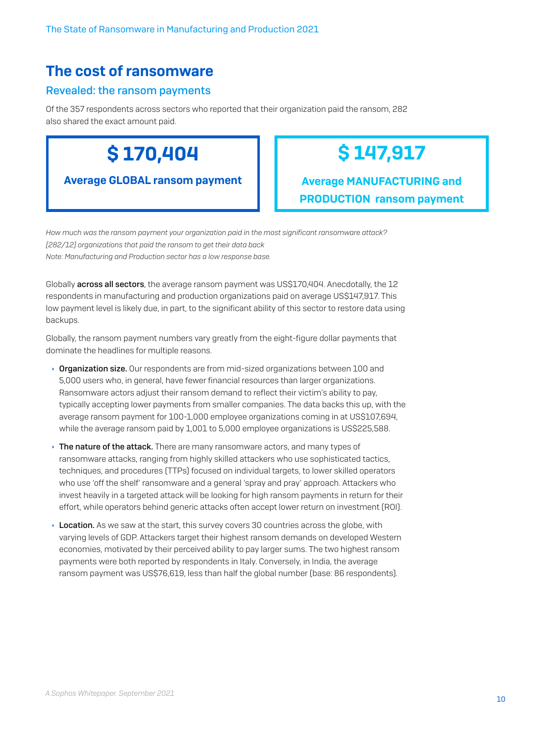## The cost of ransomware

### Revealed: the ransom payments

Of the 357 respondents across sectors who reported that their organization paid the ransom, 282 also shared the exact amount paid.

**$ 170,404**

**Average GLOBAL ransom payment**

**$ 147,917**

**Average MANUFACTURING and PRODUCTION ransom payment**

*How much was the ransom payment your organization paid in the most significant ransomware attack? [282/12] organizations that paid the ransom to get their data back*
*Note: Manufacturing and Production sector has a low response base.*

Globally **across all sectors**, the average ransom payment was US$170,404. Anecdotally, the 12 respondents in manufacturing and production organizations paid on average US$147,917. This low payment level is likely due, in part, to the significant ability of this sector to restore data using backups.

Globally, the ransom payment numbers vary greatly from the eight-figure dollar payments that dominate the headlines for multiple reasons.

- **Organization size.** Our respondents are from mid-sized organizations between 100 and 5,000 users who, in general, have fewer financial resources than larger organizations. Ransomware actors adjust their ransom demand to reflect their victim's ability to pay, typically accepting lower payments from smaller companies. The data backs this up, with the average ransom payment for 100-1,000 employee organizations coming in at US$107,694, while the average ransom paid by 1,001 to 5,000 employee organizations is US$225,588.
- **The nature of the attack.** There are many ransomware actors, and many types of ransomware attacks, ranging from highly skilled attackers who use sophisticated tactics, techniques, and procedures (TTPs) focused on individual targets, to lower skilled operators who use 'off the shelf' ransomware and a general 'spray and pray' approach. Attackers who invest heavily in a targeted attack will be looking for high ransom payments in return for their effort, while operators behind generic attacks often accept lower return on investment (ROI).
- **Location.** As we saw at the start, this survey covers 30 countries across the globe, with varying levels of GDP. Attackers target their highest ransom demands on developed Western economies, motivated by their perceived ability to pay larger sums. The two highest ransom payments were both reported by respondents in Italy. Conversely, in India, the average ransom payment was US$76,619, less than half the global number (base: 86 respondents).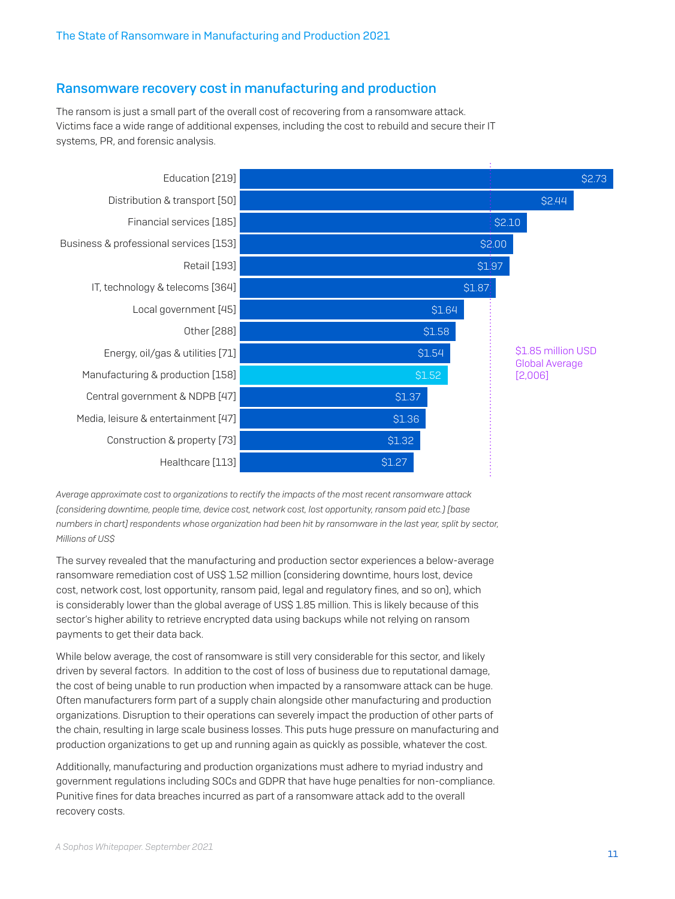## Ransomware recovery cost in manufacturing and production

The ransom is just a small part of the overall cost of recovering from a ransomware attack. Victims face a wide range of additional expenses, including the cost to rebuild and secure their IT systems, PR, and forensic analysis.

| Sector [base] | Cost (Millions of US$) |
|---|---|
| Education [219] | $2.73 |
| Distribution & transport [50] | $2.44 |
| Financial services [185] | $2.10 |
| Business & professional services [153] | $2.00 |
| Retail [193] | $1.97 |
| IT, technology & telecoms [364] | $1.87 |
| Local government [45] | $1.64 |
| Other [288] | $1.58 |
| Energy, oil/gas & utilities [71] | $1.54 |
| Manufacturing & production [158] | $1.52 |
| Central government & NDPB [47] | $1.37 |
| Media, leisure & entertainment [47] | $1.36 |
| Construction & property [73] | $1.32 |
| Healthcare [113] | $1.27 |

$1.85 million USD Global Average [2,006]

*Average approximate cost to organizations to rectify the impacts of the most recent ransomware attack (considering downtime, people time, device cost, network cost, lost opportunity, ransom paid etc.) [base numbers in chart] respondents whose organization had been hit by ransomware in the last year, split by sector, Millions of US$*

The survey revealed that the manufacturing and production sector experiences a below-average ransomware remediation cost of US$ 1.52 million (considering downtime, hours lost, device cost, network cost, lost opportunity, ransom paid, legal and regulatory fines, and so on), which is considerably lower than the global average of US$ 1.85 million. This is likely because of this sector's higher ability to retrieve encrypted data using backups while not relying on ransom payments to get their data back.

While below average, the cost of ransomware is still very considerable for this sector, and likely driven by several factors. In addition to the cost of loss of business due to reputational damage, the cost of being unable to run production when impacted by a ransomware attack can be huge. Often manufacturers form part of a supply chain alongside other manufacturing and production organizations. Disruption to their operations can severely impact the production of other parts of the chain, resulting in large scale business losses. This puts huge pressure on manufacturing and production organizations to get up and running again as quickly as possible, whatever the cost.

Additionally, manufacturing and production organizations must adhere to myriad industry and government regulations including SOCs and GDPR that have huge penalties for non-compliance. Punitive fines for data breaches incurred as part of a ransomware attack add to the overall recovery costs.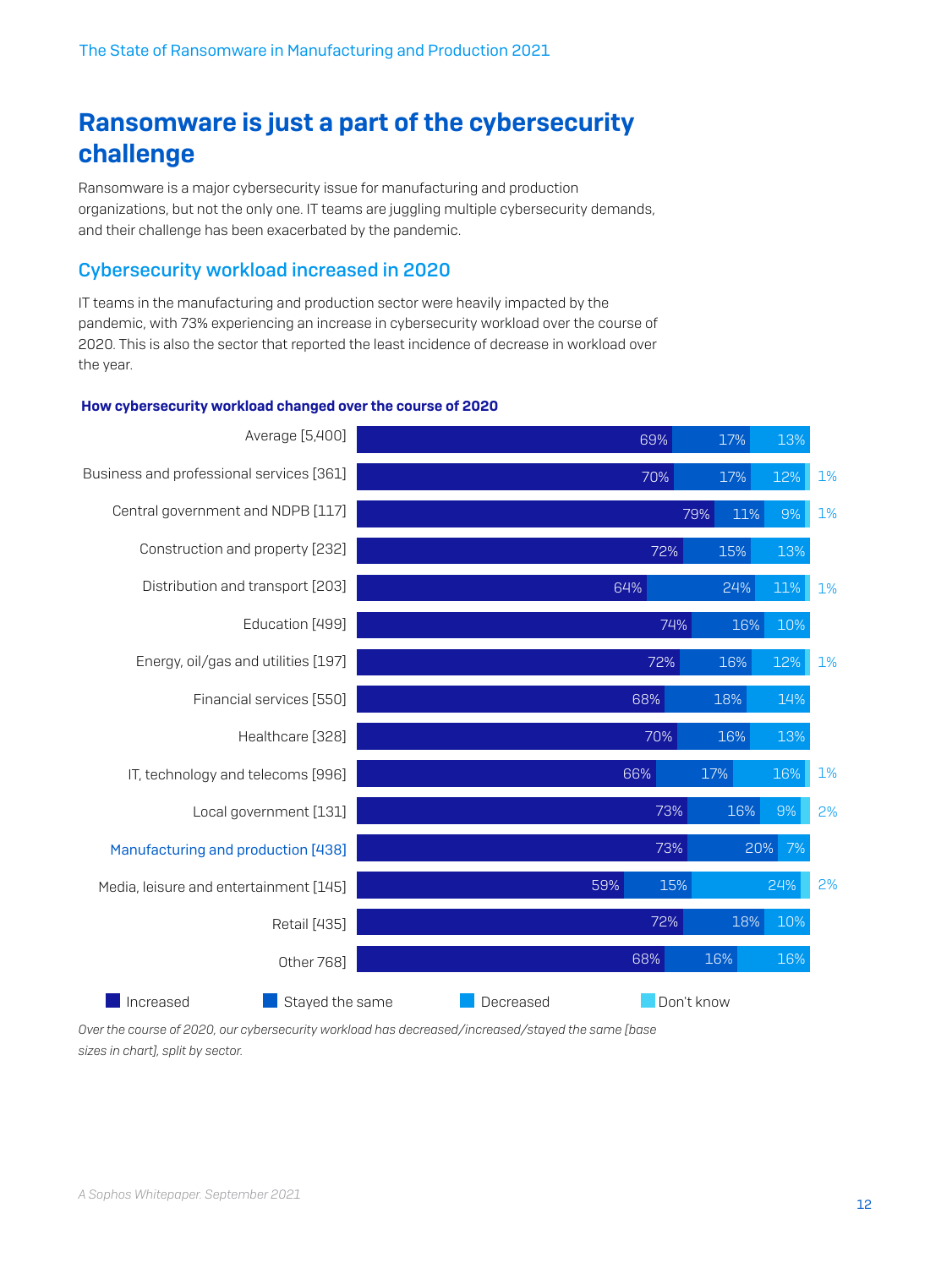# Ransomware is just a part of the cybersecurity challenge

Ransomware is a major cybersecurity issue for manufacturing and production organizations, but not the only one. IT teams are juggling multiple cybersecurity demands, and their challenge has been exacerbated by the pandemic.

## Cybersecurity workload increased in 2020

IT teams in the manufacturing and production sector were heavily impacted by the pandemic, with 73% experiencing an increase in cybersecurity workload over the course of 2020. This is also the sector that reported the least incidence of decrease in workload over the year.

**How cybersecurity workload changed over the course of 2020**

| Sector | Increased | Stayed the same | Decreased | Don't know |
| --- | --- | --- | --- | --- |
| Average [5,400] | 69% | 17% | 13% | |
| Business and professional services [361] | 70% | 17% | 12% | 1% |
| Central government and NDPB [117] | 79% | 11% | 9% | 1% |
| Construction and property [232] | 72% | 15% | 13% | |
| Distribution and transport [203] | 64% | 24% | 11% | 1% |
| Education [499] | 74% | 16% | 10% | |
| Energy, oil/gas and utilities [197] | 72% | 16% | 12% | 1% |
| Financial services [550] | 68% | 18% | 14% | |
| Healthcare [328] | 70% | 16% | 13% | |
| IT, technology and telecoms [996] | 66% | 17% | 16% | 1% |
| Local government [131] | 73% | 16% | 9% | 2% |
| Manufacturing and production [438] | 73% | 20% | 7% | |
| Media, leisure and entertainment [145] | 59% | 15% | 24% | 2% |
| Retail [435] | 72% | 18% | 10% | |
| Other 768] | 68% | 16% | 16% | |

*Over the course of 2020, our cybersecurity workload has decreased/increased/stayed the same [base sizes in chart], split by sector.*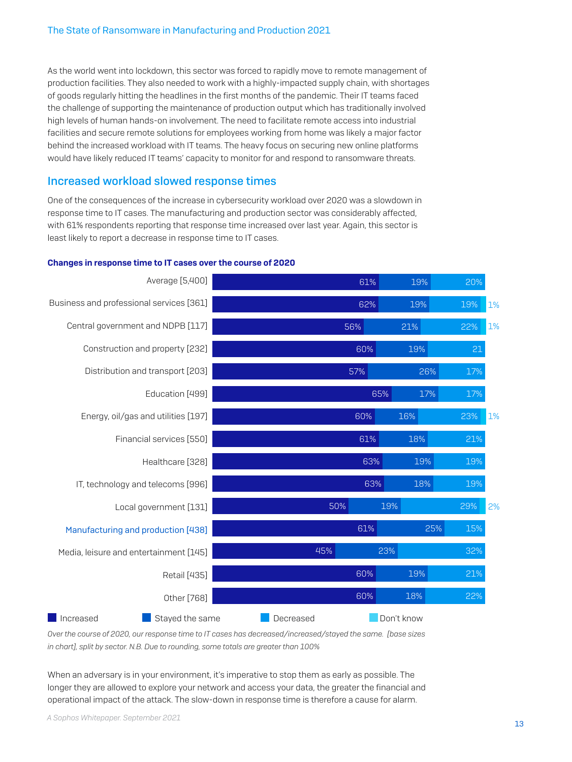As the world went into lockdown, this sector was forced to rapidly move to remote management of production facilities. They also needed to work with a highly-impacted supply chain, with shortages of goods regularly hitting the headlines in the first months of the pandemic. Their IT teams faced the challenge of supporting the maintenance of production output which has traditionally involved high levels of human hands-on involvement. The need to facilitate remote access into industrial facilities and secure remote solutions for employees working from home was likely a major factor behind the increased workload with IT teams. The heavy focus on securing new online platforms would have likely reduced IT teams' capacity to monitor for and respond to ransomware threats.

## Increased workload slowed response times

One of the consequences of the increase in cybersecurity workload over 2020 was a slowdown in response time to IT cases. The manufacturing and production sector was considerably affected, with 61% respondents reporting that response time increased over last year. Again, this sector is least likely to report a decrease in response time to IT cases.

**Changes in response time to IT cases over the course of 2020**

| Sector | Increased | Stayed the same | Decreased | Don't know |
|---|---|---|---|---|
| Average [5,400] | 61% | 19% | 20% | |
| Business and professional services [361] | 62% | 19% | 19% | 1% |
| Central government and NDPB [117] | 56% | 21% | 22% | 1% |
| Construction and property [232] | 60% | 19% | 21 | |
| Distribution and transport [203] | 57% | 26% | 17% | |
| Education [499] | 65% | 17% | 17% | |
| Energy, oil/gas and utilities [197] | 60% | 16% | 23% | 1% |
| Financial services [550] | 61% | 18% | 21% | |
| Healthcare [328] | 63% | 19% | 19% | |
| IT, technology and telecoms [996] | 63% | 18% | 19% | |
| Local government [131] | 50% | 19% | 29% | 2% |
| Manufacturing and production [438] | 61% | 25% | 15% | |
| Media, leisure and entertainment [145] | 45% | 23% | 32% | |
| Retail [435] | 60% | 19% | 21% | |
| Other [768] | 60% | 18% | 22% | |

*Over the course of 2020, our response time to IT cases has decreased/increased/stayed the same. [base sizes in chart], split by sector. N.B. Due to rounding, some totals are greater than 100%*

When an adversary is in your environment, it's imperative to stop them as early as possible. The longer they are allowed to explore your network and access your data, the greater the financial and operational impact of the attack. The slow-down in response time is therefore a cause for alarm.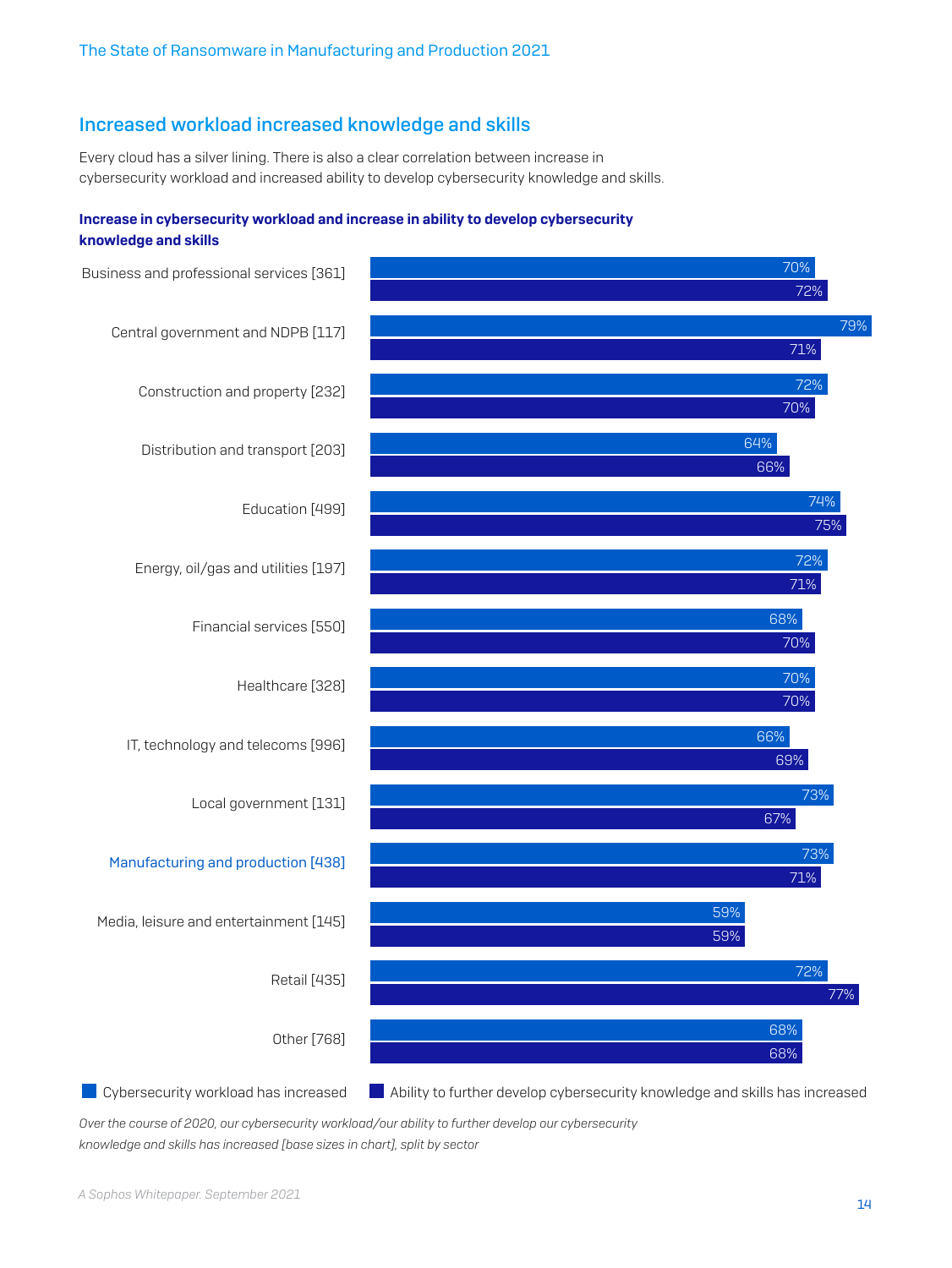## Increased workload increased knowledge and skills

Every cloud has a silver lining. There is also a clear correlation between increase in cybersecurity workload and increased ability to develop cybersecurity knowledge and skills.

**Increase in cybersecurity workload and increase in ability to develop cybersecurity knowledge and skills**

| Sector | Cybersecurity workload has increased | Ability to further develop cybersecurity knowledge and skills has increased |
|---|---|---|
| Business and professional services [361] | 70% | 72% |
| Central government and NDPB [117] | 79% | 71% |
| Construction and property [232] | 72% | 70% |
| Distribution and transport [203] | 64% | 66% |
| Education [499] | 74% | 75% |
| Energy, oil/gas and utilities [197] | 72% | 71% |
| Financial services [550] | 68% | 70% |
| Healthcare [328] | 70% | 70% |
| IT, technology and telecoms [996] | 66% | 69% |
| Local government [131] | 73% | 67% |
| Manufacturing and production [438] | 73% | 71% |
| Media, leisure and entertainment [145] | 59% | 59% |
| Retail [435] | 72% | 77% |
| Other [768] | 68% | 68% |

*Over the course of 2020, our cybersecurity workload/our ability to further develop our cybersecurity knowledge and skills has increased [base sizes in chart], split by sector*

*A Sophos Whitepaper. September 2021*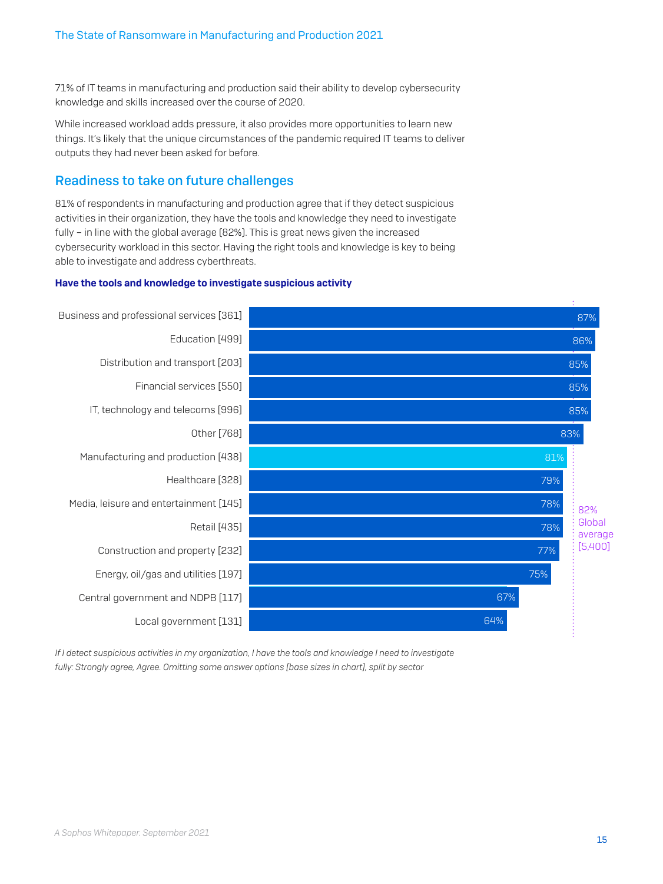71% of IT teams in manufacturing and production said their ability to develop cybersecurity knowledge and skills increased over the course of 2020.

While increased workload adds pressure, it also provides more opportunities to learn new things. It's likely that the unique circumstances of the pandemic required IT teams to deliver outputs they had never been asked for before.

## Readiness to take on future challenges

81% of respondents in manufacturing and production agree that if they detect suspicious activities in their organization, they have the tools and knowledge they need to investigate fully – in line with the global average (82%). This is great news given the increased cybersecurity workload in this sector. Having the right tools and knowledge is key to being able to investigate and address cyberthreats.

**Have the tools and knowledge to investigate suspicious activity**

| Sector | % |
|---|---|
| Business and professional services [361] | 87% |
| Education [499] | 86% |
| Distribution and transport [203] | 85% |
| Financial services [550] | 85% |
| IT, technology and telecoms [996] | 85% |
| Other [768] | 83% |
| Manufacturing and production [438] | 81% |
| Healthcare [328] | 79% |
| Media, leisure and entertainment [145] | 78% |
| Retail [435] | 78% |
| Construction and property [232] | 77% |
| Energy, oil/gas and utilities [197] | 75% |
| Central government and NDPB [117] | 67% |
| Local government [131] | 64% |

82% Global average [5,400]

*If I detect suspicious activities in my organization, I have the tools and knowledge I need to investigate fully: Strongly agree, Agree. Omitting some answer options [base sizes in chart], split by sector*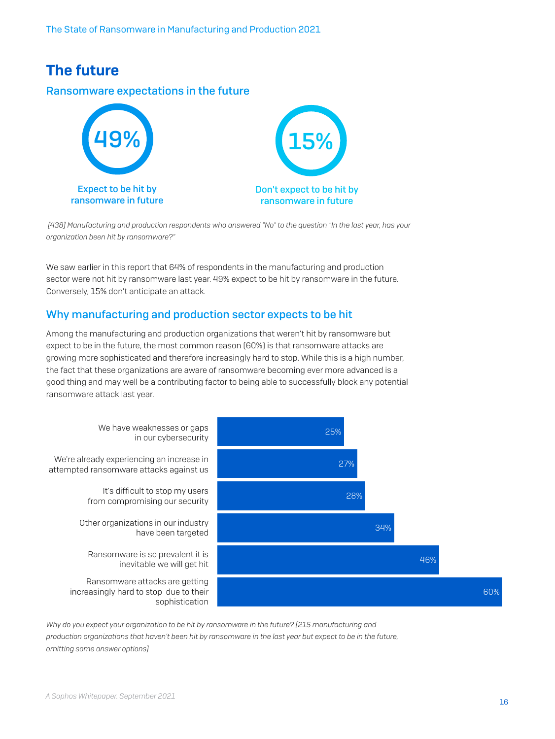# The future

## Ransomware expectations in the future

**49%** Expect to be hit by ransomware in future

**15%** Don't expect to be hit by ransomware in future

*[438] Manufacturing and production respondents who answered "No" to the question "In the last year, has your organization been hit by ransomware?"*

We saw earlier in this report that 64% of respondents in the manufacturing and production sector were not hit by ransomware last year. 49% expect to be hit by ransomware in the future. Conversely, 15% don't anticipate an attack.

## Why manufacturing and production sector expects to be hit

Among the manufacturing and production organizations that weren't hit by ransomware but expect to be in the future, the most common reason (60%) is that ransomware attacks are growing more sophisticated and therefore increasingly hard to stop. While this is a high number, the fact that these organizations are aware of ransomware becoming ever more advanced is a good thing and may well be a contributing factor to being able to successfully block any potential ransomware attack last year.

| Reason | % |
| --- | --- |
| We have weaknesses or gaps in our cybersecurity | 25% |
| We're already experiencing an increase in attempted ransomware attacks against us | 27% |
| It's difficult to stop my users from compromising our security | 28% |
| Other organizations in our industry have been targeted | 34% |
| Ransomware is so prevalent it is inevitable we will get hit | 46% |
| Ransomware attacks are getting increasingly hard to stop due to their sophistication | 60% |

*Why do you expect your organization to be hit by ransomware in the future? [215 manufacturing and production organizations that haven't been hit by ransomware in the last year but expect to be in the future, omitting some answer options]*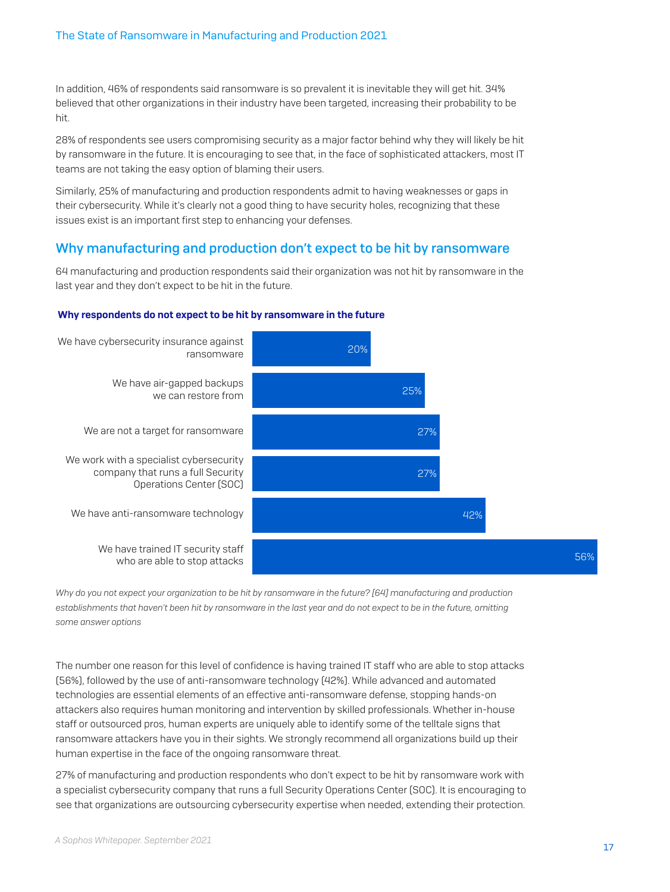In addition, 46% of respondents said ransomware is so prevalent it is inevitable they will get hit. 34% believed that other organizations in their industry have been targeted, increasing their probability to be hit.

28% of respondents see users compromising security as a major factor behind why they will likely be hit by ransomware in the future. It is encouraging to see that, in the face of sophisticated attackers, most IT teams are not taking the easy option of blaming their users.

Similarly, 25% of manufacturing and production respondents admit to having weaknesses or gaps in their cybersecurity. While it's clearly not a good thing to have security holes, recognizing that these issues exist is an important first step to enhancing your defenses.

## Why manufacturing and production don't expect to be hit by ransomware

64 manufacturing and production respondents said their organization was not hit by ransomware in the last year and they don't expect to be hit in the future.

**Why respondents do not expect to be hit by ransomware in the future**

| Reason | % |
|---|---|
| We have cybersecurity insurance against ransomware | 20% |
| We have air-gapped backups we can restore from | 25% |
| We are not a target for ransomware | 27% |
| We work with a specialist cybersecurity company that runs a full Security Operations Center (SOC) | 27% |
| We have anti-ransomware technology | 42% |
| We have trained IT security staff who are able to stop attacks | 56% |

*Why do you not expect your organization to be hit by ransomware in the future? [64] manufacturing and production establishments that haven't been hit by ransomware in the last year and do not expect to be in the future, omitting some answer options*

The number one reason for this level of confidence is having trained IT staff who are able to stop attacks (56%), followed by the use of anti-ransomware technology (42%). While advanced and automated technologies are essential elements of an effective anti-ransomware defense, stopping hands-on attackers also requires human monitoring and intervention by skilled professionals. Whether in-house staff or outsourced pros, human experts are uniquely able to identify some of the telltale signs that ransomware attackers have you in their sights. We strongly recommend all organizations build up their human expertise in the face of the ongoing ransomware threat.

27% of manufacturing and production respondents who don't expect to be hit by ransomware work with a specialist cybersecurity company that runs a full Security Operations Center (SOC). It is encouraging to see that organizations are outsourcing cybersecurity expertise when needed, extending their protection.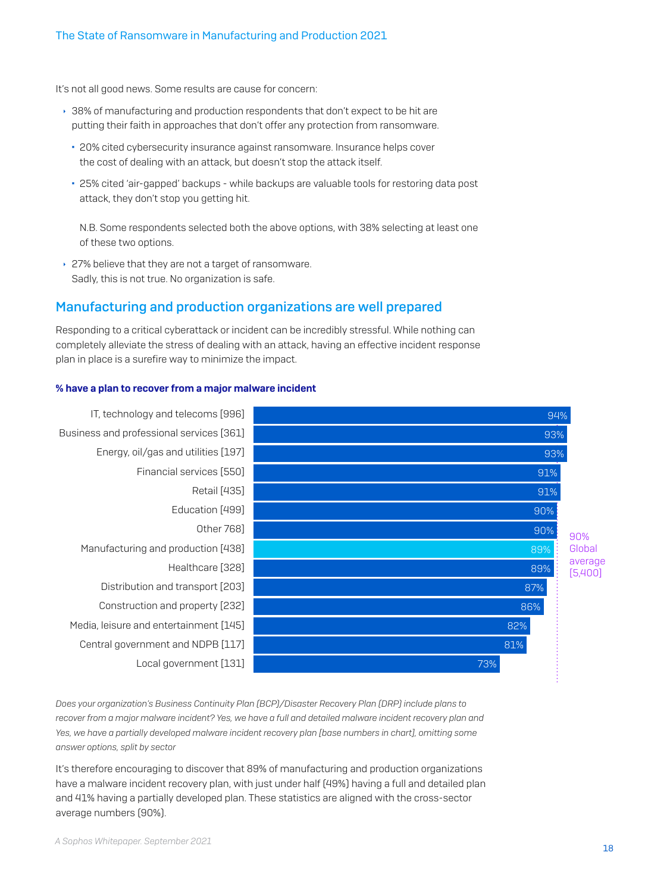It's not all good news. Some results are cause for concern:

- 38% of manufacturing and production respondents that don't expect to be hit are putting their faith in approaches that don't offer any protection from ransomware.
  - 20% cited cybersecurity insurance against ransomware. Insurance helps cover the cost of dealing with an attack, but doesn't stop the attack itself.
  - 25% cited 'air-gapped' backups - while backups are valuable tools for restoring data post attack, they don't stop you getting hit.

  N.B. Some respondents selected both the above options, with 38% selecting at least one of these two options.
- 27% believe that they are not a target of ransomware. Sadly, this is not true. No organization is safe.

## Manufacturing and production organizations are well prepared

Responding to a critical cyberattack or incident can be incredibly stressful. While nothing can completely alleviate the stress of dealing with an attack, having an effective incident response plan in place is a surefire way to minimize the impact.

**% have a plan to recover from a major malware incident**

| Sector | % |
|---|---|
| IT, technology and telecoms [996] | 94% |
| Business and professional services [361] | 93% |
| Energy, oil/gas and utilities [197] | 93% |
| Financial services [550] | 91% |
| Retail [435] | 91% |
| Education [499] | 90% |
| Other 768] | 90% |
| Manufacturing and production [438] | 89% |
| Healthcare [328] | 89% |
| Distribution and transport [203] | 87% |
| Construction and property [232] | 86% |
| Media, leisure and entertainment [145] | 82% |
| Central government and NDPB [117] | 81% |
| Local government [131] | 73% |

90% Global average [5,400]

*Does your organization's Business Continuity Plan (BCP)/Disaster Recovery Plan (DRP) include plans to recover from a major malware incident? Yes, we have a full and detailed malware incident recovery plan and Yes, we have a partially developed malware incident recovery plan [base numbers in chart], omitting some answer options, split by sector*

It's therefore encouraging to discover that 89% of manufacturing and production organizations have a malware incident recovery plan, with just under half (49%) having a full and detailed plan and 41% having a partially developed plan. These statistics are aligned with the cross-sector average numbers (90%).

*A Sophos Whitepaper. September 2021*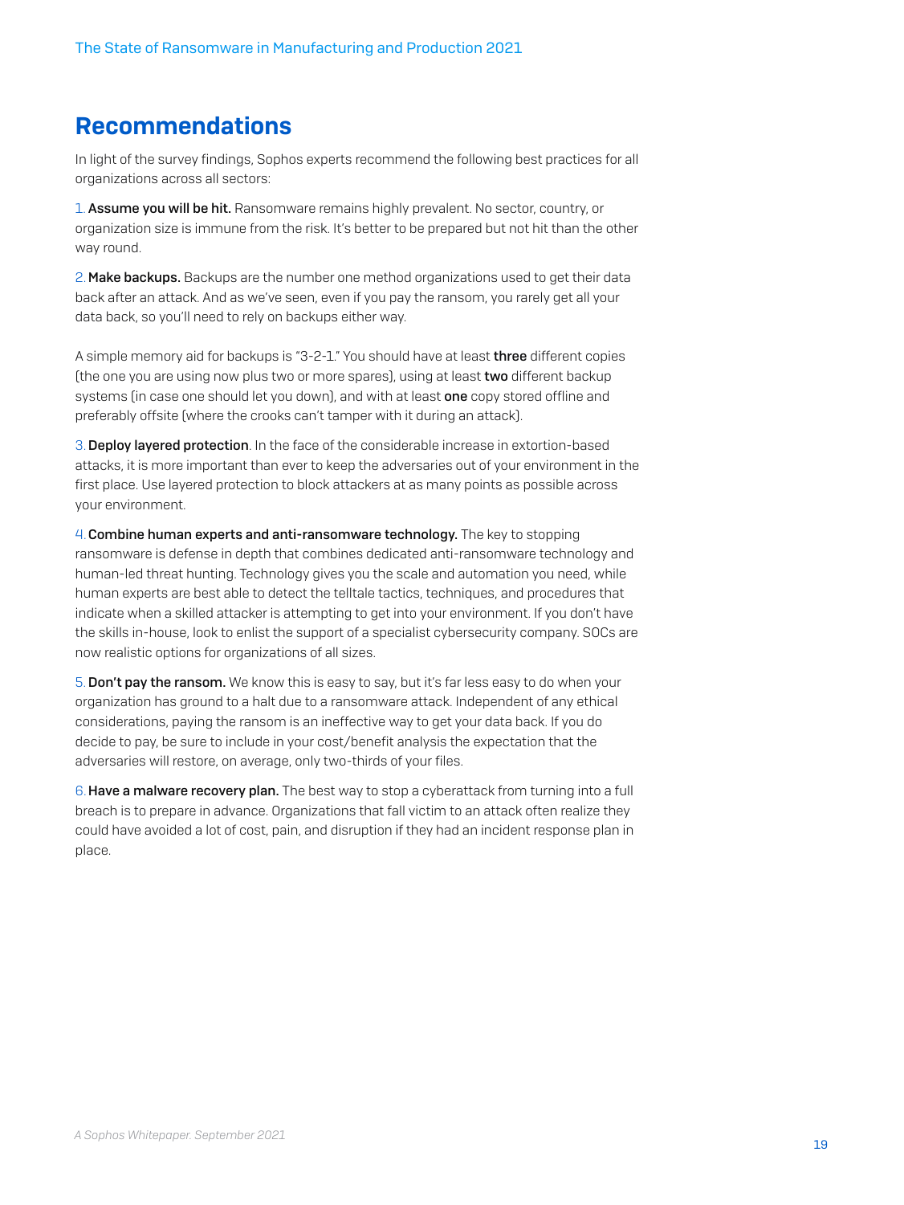## Recommendations

In light of the survey findings, Sophos experts recommend the following best practices for all organizations across all sectors:

1. **Assume you will be hit.** Ransomware remains highly prevalent. No sector, country, or organization size is immune from the risk. It's better to be prepared but not hit than the other way round.

2. **Make backups.** Backups are the number one method organizations used to get their data back after an attack. And as we've seen, even if you pay the ransom, you rarely get all your data back, so you'll need to rely on backups either way.

   A simple memory aid for backups is "3-2-1." You should have at least **three** different copies (the one you are using now plus two or more spares), using at least **two** different backup systems (in case one should let you down), and with at least **one** copy stored offline and preferably offsite (where the crooks can't tamper with it during an attack).

3. **Deploy layered protection**. In the face of the considerable increase in extortion-based attacks, it is more important than ever to keep the adversaries out of your environment in the first place. Use layered protection to block attackers at as many points as possible across your environment.

4. **Combine human experts and anti-ransomware technology.** The key to stopping ransomware is defense in depth that combines dedicated anti-ransomware technology and human-led threat hunting. Technology gives you the scale and automation you need, while human experts are best able to detect the telltale tactics, techniques, and procedures that indicate when a skilled attacker is attempting to get into your environment. If you don't have the skills in-house, look to enlist the support of a specialist cybersecurity company. SOCs are now realistic options for organizations of all sizes.

5. **Don't pay the ransom.** We know this is easy to say, but it's far less easy to do when your organization has ground to a halt due to a ransomware attack. Independent of any ethical considerations, paying the ransom is an ineffective way to get your data back. If you do decide to pay, be sure to include in your cost/benefit analysis the expectation that the adversaries will restore, on average, only two-thirds of your files.

6. **Have a malware recovery plan.** The best way to stop a cyberattack from turning into a full breach is to prepare in advance. Organizations that fall victim to an attack often realize they could have avoided a lot of cost, pain, and disruption if they had an incident response plan in place.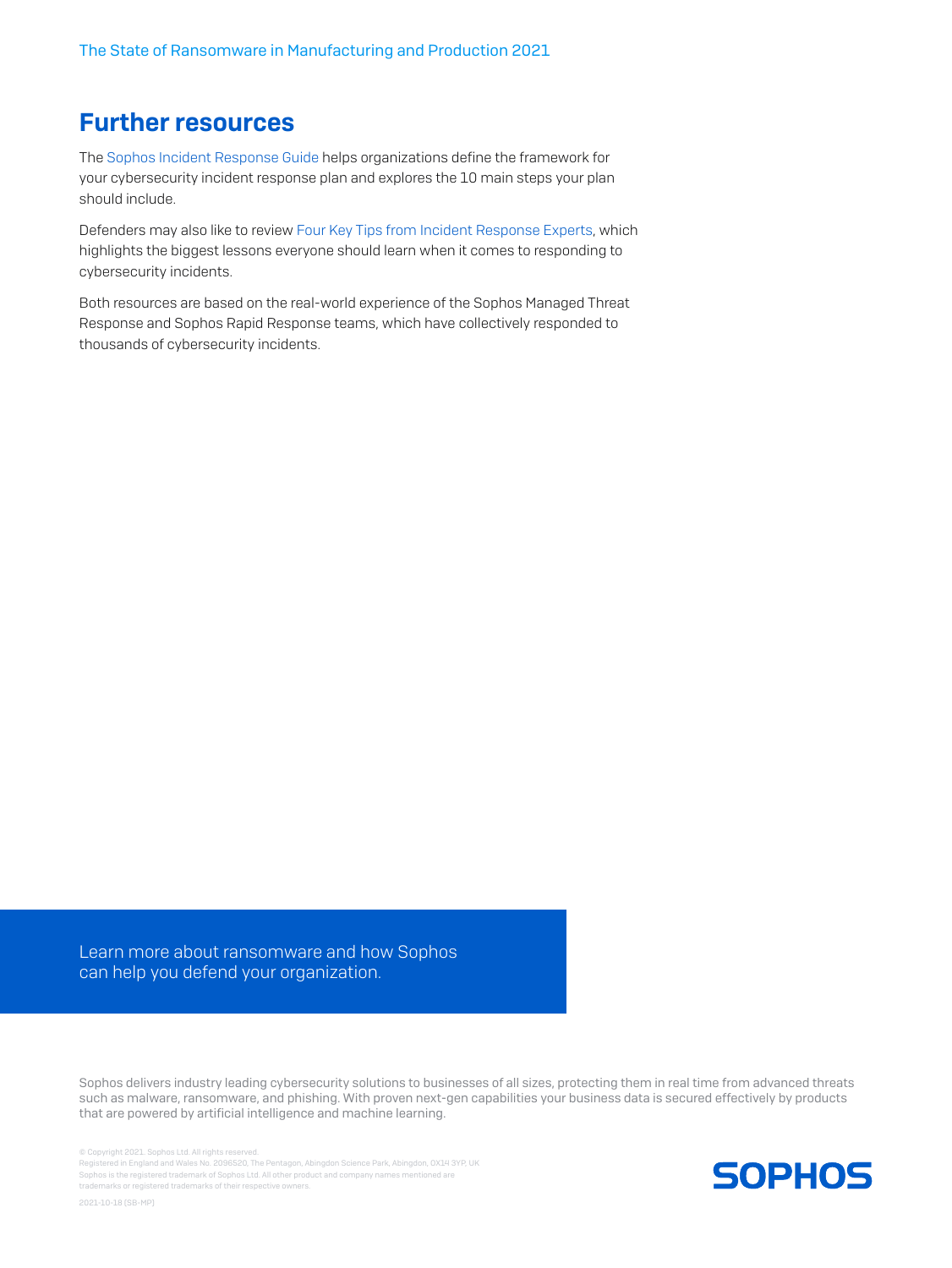## Further resources

The Sophos Incident Response Guide helps organizations define the framework for your cybersecurity incident response plan and explores the 10 main steps your plan should include.

Defenders may also like to review Four Key Tips from Incident Response Experts, which highlights the biggest lessons everyone should learn when it comes to responding to cybersecurity incidents.

Both resources are based on the real-world experience of the Sophos Managed Threat Response and Sophos Rapid Response teams, which have collectively responded to thousands of cybersecurity incidents.

Learn more about ransomware and how Sophos can help you defend your organization.

Sophos delivers industry leading cybersecurity solutions to businesses of all sizes, protecting them in real time from advanced threats such as malware, ransomware, and phishing. With proven next-gen capabilities your business data is secured effectively by products that are powered by artificial intelligence and machine learning.

© Copyright 2021. Sophos Ltd. All rights reserved.
Registered in England and Wales No. 2096520, The Pentagon, Abingdon Science Park, Abingdon, OX14 3YP, UK
Sophos is the registered trademark of Sophos Ltd. All other product and company names mentioned are trademarks or registered trademarks of their respective owners.

2021-10-18 (SB-MP)

SOPHOS